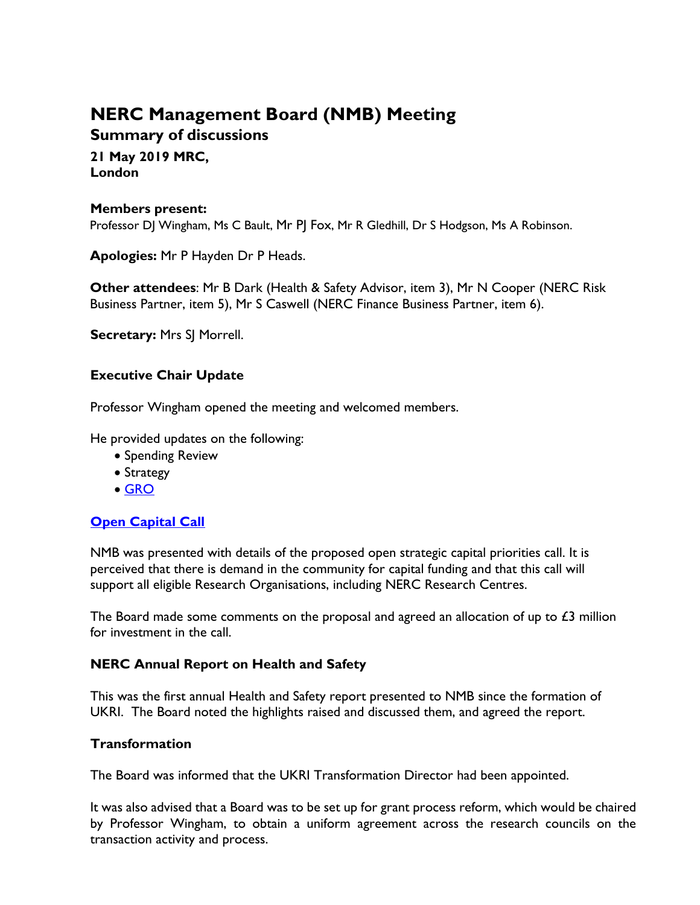# NERC Management Board (NMB) Meeting

## Summary of discussions

**21 May 2019 MRC, London**

**Members present:**
Professor DJ Wingham, Ms C Bault, Mr PJ Fox, Mr R Gledhill, Dr S Hodgson, Ms A Robinson.

**Apologies:** Mr P Hayden Dr P Heads.

**Other attendees**: Mr B Dark (Health & Safety Advisor, item 3), Mr N Cooper (NERC Risk Business Partner, item 5), Mr S Caswell (NERC Finance Business Partner, item 6).

**Secretary:** Mrs SJ Morrell.

### Executive Chair Update

Professor Wingham opened the meeting and welcomed members.

He provided updates on the following:

- Spending Review
- Strategy
- GRO

### Open Capital Call

NMB was presented with details of the proposed open strategic capital priorities call. It is perceived that there is demand in the community for capital funding and that this call will support all eligible Research Organisations, including NERC Research Centres.

The Board made some comments on the proposal and agreed an allocation of up to £3 million for investment in the call.

### NERC Annual Report on Health and Safety

This was the first annual Health and Safety report presented to NMB since the formation of UKRI. The Board noted the highlights raised and discussed them, and agreed the report.

### Transformation

The Board was informed that the UKRI Transformation Director had been appointed.

It was also advised that a Board was to be set up for grant process reform, which would be chaired by Professor Wingham, to obtain a uniform agreement across the research councils on the transaction activity and process.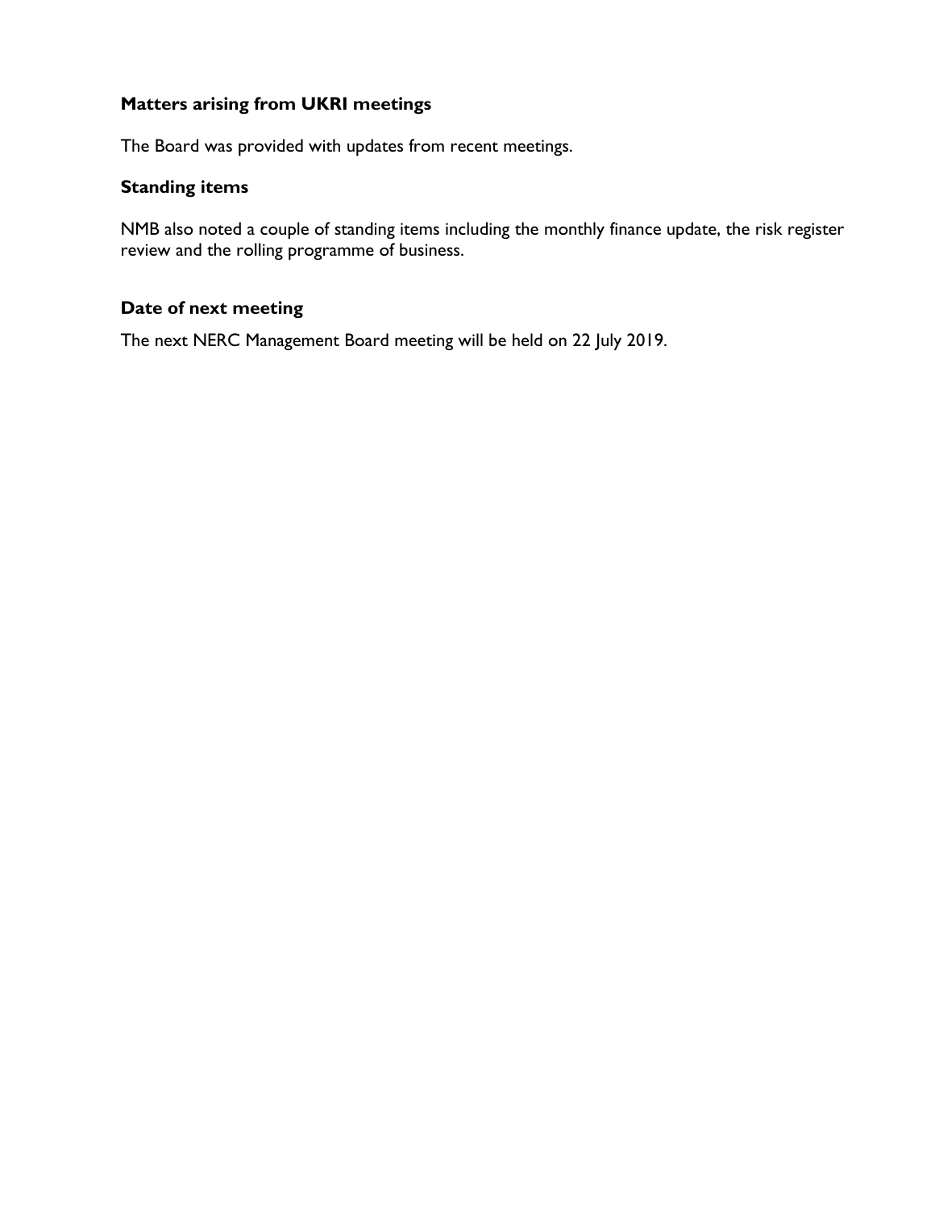### Matters arising from UKRI meetings

The Board was provided with updates from recent meetings.

### Standing items

NMB also noted a couple of standing items including the monthly finance update, the risk register review and the rolling programme of business.

### Date of next meeting

The next NERC Management Board meeting will be held on 22 July 2019.